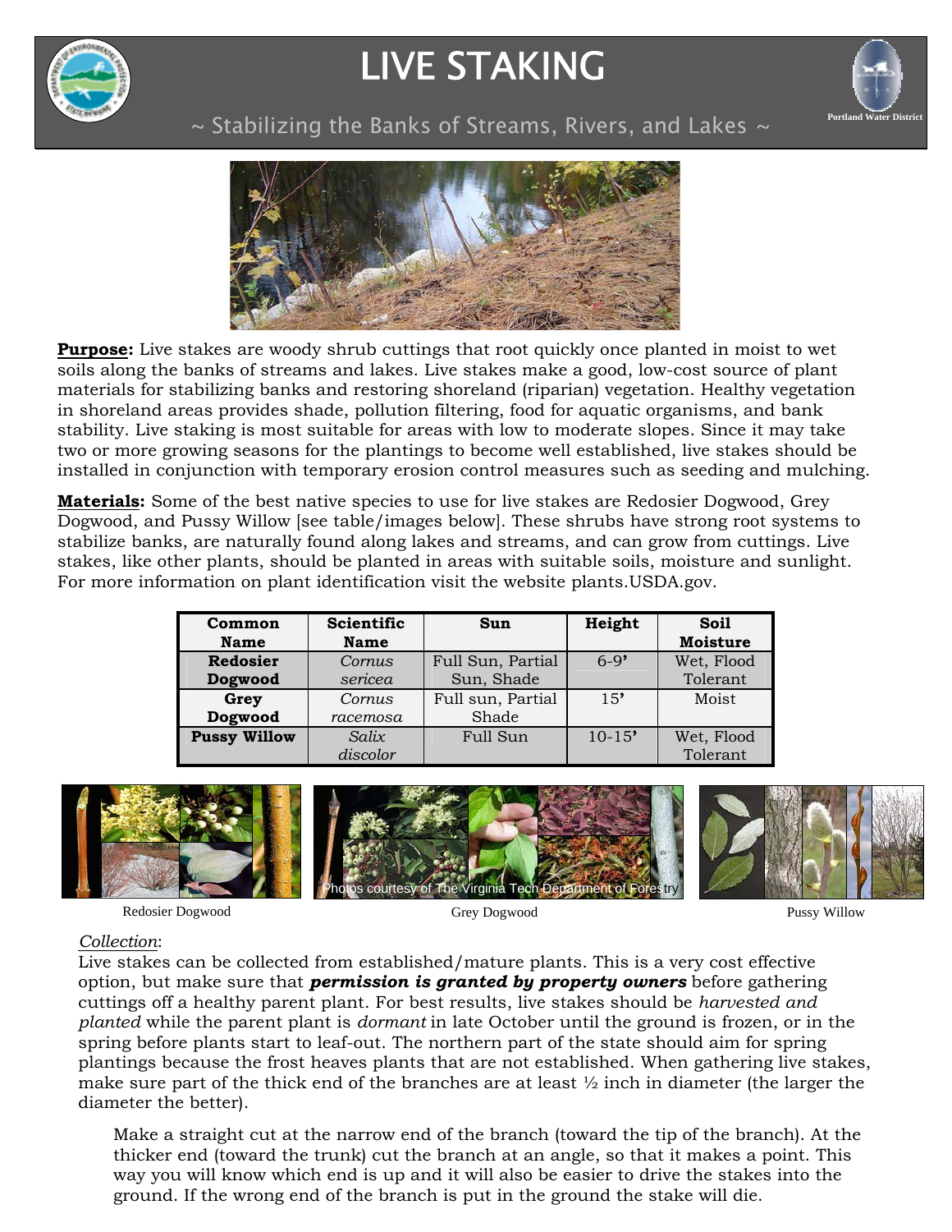# LIVE STAKING

~ Stabilizing the Banks of Streams, Rivers, and Lakes ~

**Purpose:** Live stakes are woody shrub cuttings that root quickly once planted in moist to wet soils along the banks of streams and lakes. Live stakes make a good, low-cost source of plant materials for stabilizing banks and restoring shoreland (riparian) vegetation. Healthy vegetation in shoreland areas provides shade, pollution filtering, food for aquatic organisms, and bank stability. Live staking is most suitable for areas with low to moderate slopes. Since it may take two or more growing seasons for the plantings to become well established, live stakes should be installed in conjunction with temporary erosion control measures such as seeding and mulching.

**Materials:** Some of the best native species to use for live stakes are Redosier Dogwood, Grey Dogwood, and Pussy Willow [see table/images below]. These shrubs have strong root systems to stabilize banks, are naturally found along lakes and streams, and can grow from cuttings. Live stakes, like other plants, should be planted in areas with suitable soils, moisture and sunlight. For more information on plant identification visit the website plants.USDA.gov.

| Common Name | Scientific Name | Sun | Height | Soil Moisture |
|---|---|---|---|---|
| **Redosier Dogwood** | *Cornus sericea* | Full Sun, Partial Sun, Shade | 6-9' | Wet, Flood Tolerant |
| **Grey Dogwood** | *Cornus racemosa* | Full sun, Partial Shade | 15' | Moist |
| **Pussy Willow** | *Salix discolor* | Full Sun | 10-15' | Wet, Flood Tolerant |

Redosier Dogwood

Grey Dogwood

Photos courtesy of The Virginia Tech Department of Forestry

Pussy Willow

*Collection*:
Live stakes can be collected from established/mature plants. This is a very cost effective option, but make sure that ***permission is granted by property owners*** before gathering cuttings off a healthy parent plant. For best results, live stakes should be *harvested and planted* while the parent plant is *dormant* in late October until the ground is frozen, or in the spring before plants start to leaf-out. The northern part of the state should aim for spring plantings because the frost heaves plants that are not established. When gathering live stakes, make sure part of the thick end of the branches are at least ½ inch in diameter (the larger the diameter the better).

Make a straight cut at the narrow end of the branch (toward the tip of the branch). At the thicker end (toward the trunk) cut the branch at an angle, so that it makes a point. This way you will know which end is up and it will also be easier to drive the stakes into the ground. If the wrong end of the branch is put in the ground the stake will die.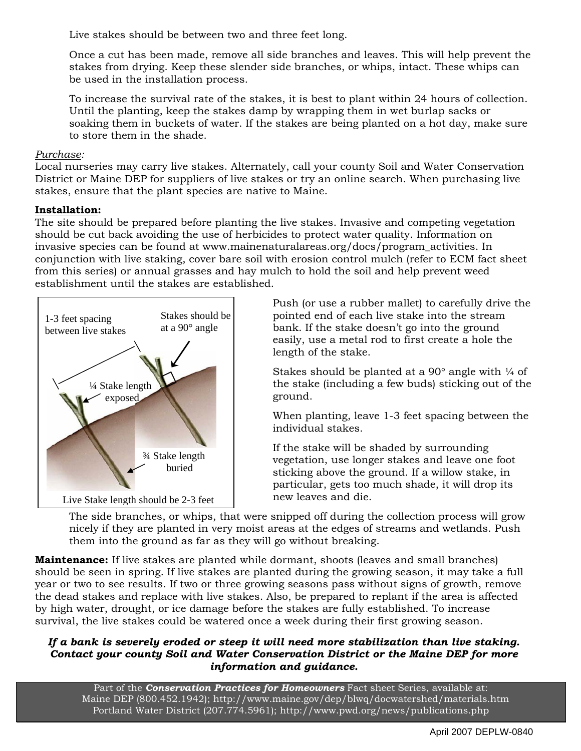Live stakes should be between two and three feet long.

Once a cut has been made, remove all side branches and leaves. This will help prevent the stakes from drying. Keep these slender side branches, or whips, intact. These whips can be used in the installation process.

To increase the survival rate of the stakes, it is best to plant within 24 hours of collection. Until the planting, keep the stakes damp by wrapping them in wet burlap sacks or soaking them in buckets of water. If the stakes are being planted on a hot day, make sure to store them in the shade.

*Purchase:*
Local nurseries may carry live stakes. Alternately, call your county Soil and Water Conservation District or Maine DEP for suppliers of live stakes or try an online search. When purchasing live stakes, ensure that the plant species are native to Maine.

**Installation:**
The site should be prepared before planting the live stakes. Invasive and competing vegetation should be cut back avoiding the use of herbicides to protect water quality. Information on invasive species can be found at www.mainenaturalareas.org/docs/program_activities. In conjunction with live staking, cover bare soil with erosion control mulch (refer to ECM fact sheet from this series) or annual grasses and hay mulch to hold the soil and help prevent weed establishment until the stakes are established.

1-3 feet spacing between live stakes

Stakes should be at a 90° angle

¼ Stake length exposed

¾ Stake length buried

Live Stake length should be 2-3 feet

Push (or use a rubber mallet) to carefully drive the pointed end of each live stake into the stream bank. If the stake doesn't go into the ground easily, use a metal rod to first create a hole the length of the stake.

Stakes should be planted at a 90° angle with ¼ of the stake (including a few buds) sticking out of the ground.

When planting, leave 1-3 feet spacing between the individual stakes.

If the stake will be shaded by surrounding vegetation, use longer stakes and leave one foot sticking above the ground. If a willow stake, in particular, gets too much shade, it will drop its new leaves and die.

The side branches, or whips, that were snipped off during the collection process will grow nicely if they are planted in very moist areas at the edges of streams and wetlands. Push them into the ground as far as they will go without breaking.

**Maintenance:** If live stakes are planted while dormant, shoots (leaves and small branches) should be seen in spring. If live stakes are planted during the growing season, it may take a full year or two to see results. If two or three growing seasons pass without signs of growth, remove the dead stakes and replace with live stakes. Also, be prepared to replant if the area is affected by high water, drought, or ice damage before the stakes are fully established. To increase survival, the live stakes could be watered once a week during their first growing season.

***If a bank is severely eroded or steep it will need more stabilization than live staking. Contact your county Soil and Water Conservation District or the Maine DEP for more information and guidance.***

Part of the ***Conservation Practices for Homeowners*** Fact sheet Series, available at:
Maine DEP (800.452.1942); http://www.maine.gov/dep/blwq/docwatershed/materials.htm
Portland Water District (207.774.5961); http://www.pwd.org/news/publications.php

April 2007 DEPLW-0840